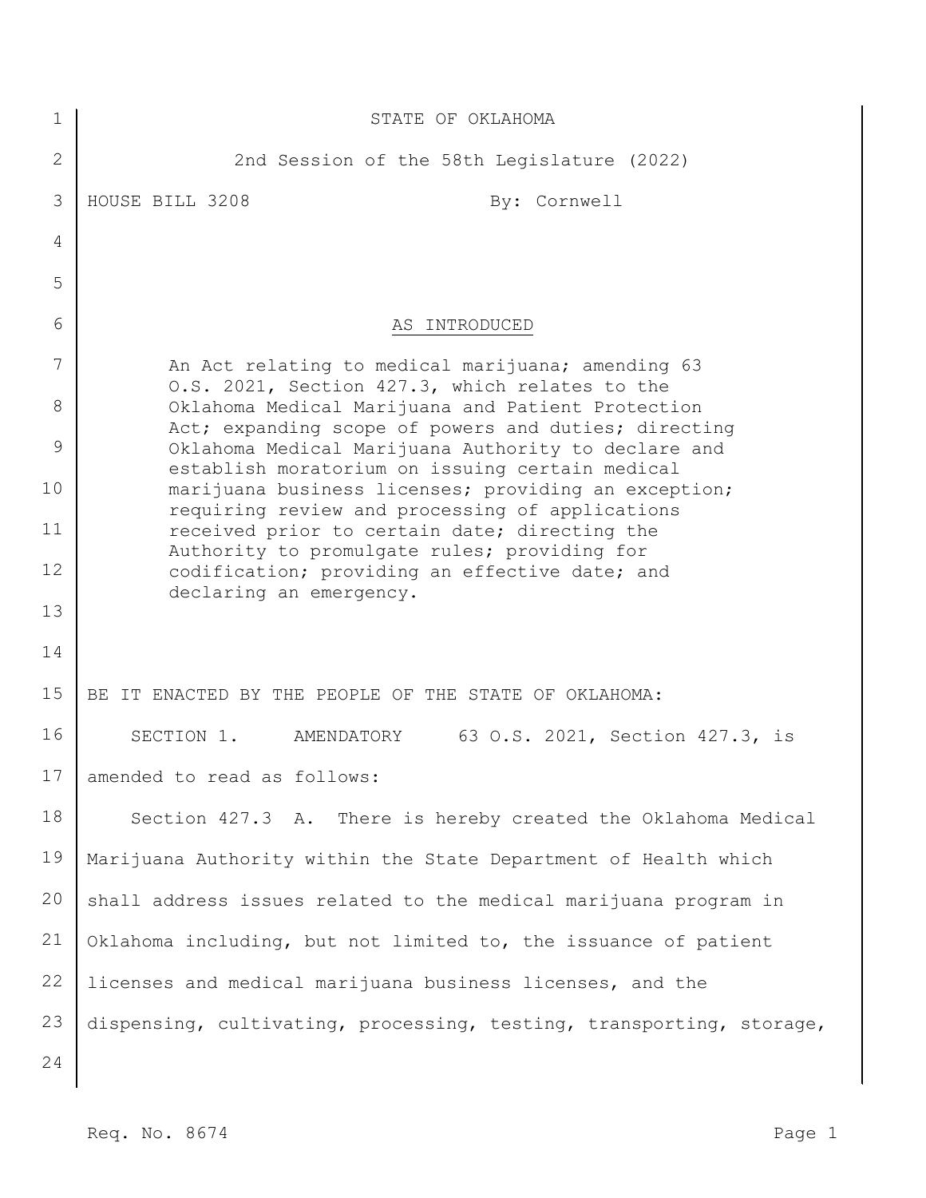STATE OF OKLAHOMA

2nd Session of the 58th Legislature (2022)

HOUSE BILL 3208 By: Cornwell

AS INTRODUCED

An Act relating to medical marijuana; amending 63 O.S. 2021, Section 427.3, which relates to the Oklahoma Medical Marijuana and Patient Protection Act; expanding scope of powers and duties; directing Oklahoma Medical Marijuana Authority to declare and establish moratorium on issuing certain medical marijuana business licenses; providing an exception; requiring review and processing of applications received prior to certain date; directing the Authority to promulgate rules; providing for codification; providing an effective date; and declaring an emergency.

BE IT ENACTED BY THE PEOPLE OF THE STATE OF OKLAHOMA:

SECTION 1. AMENDATORY 63 O.S. 2021, Section 427.3, is amended to read as follows:

Section 427.3 A. There is hereby created the Oklahoma Medical Marijuana Authority within the State Department of Health which shall address issues related to the medical marijuana program in Oklahoma including, but not limited to, the issuance of patient licenses and medical marijuana business licenses, and the dispensing, cultivating, processing, testing, transporting, storage,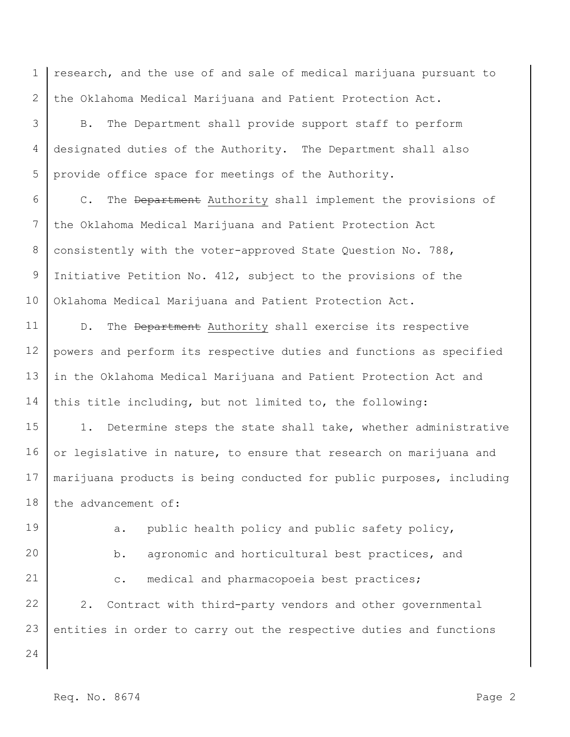research, and the use of and sale of medical marijuana pursuant to the Oklahoma Medical Marijuana and Patient Protection Act.

B. The Department shall provide support staff to perform designated duties of the Authority. The Department shall also provide office space for meetings of the Authority.

C. The ~~Department~~ <u>Authority</u> shall implement the provisions of the Oklahoma Medical Marijuana and Patient Protection Act consistently with the voter-approved State Question No. 788, Initiative Petition No. 412, subject to the provisions of the Oklahoma Medical Marijuana and Patient Protection Act.

D. The ~~Department~~ <u>Authority</u> shall exercise its respective powers and perform its respective duties and functions as specified in the Oklahoma Medical Marijuana and Patient Protection Act and this title including, but not limited to, the following:

1. Determine steps the state shall take, whether administrative or legislative in nature, to ensure that research on marijuana and marijuana products is being conducted for public purposes, including the advancement of:

    a. public health policy and public safety policy,

    b. agronomic and horticultural best practices, and

    c. medical and pharmacopoeia best practices;

2. Contract with third-party vendors and other governmental entities in order to carry out the respective duties and functions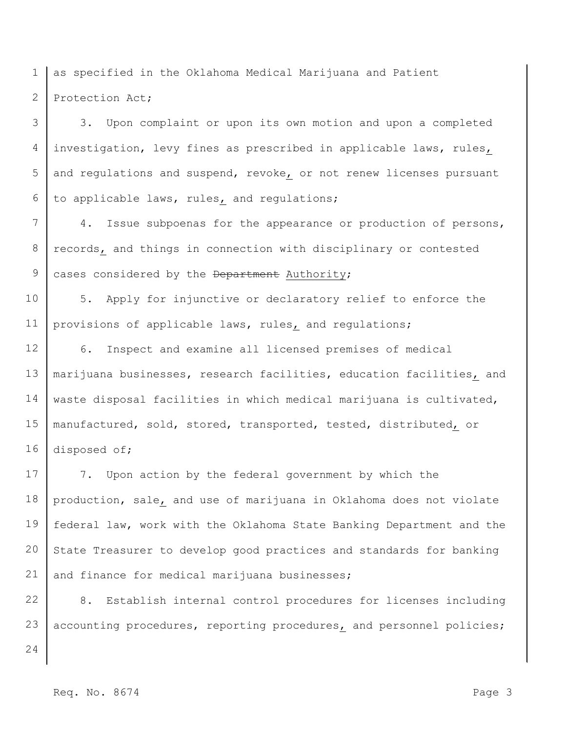as specified in the Oklahoma Medical Marijuana and Patient Protection Act;

3. Upon complaint or upon its own motion and upon a completed investigation, levy fines as prescribed in applicable laws, rules, and regulations and suspend, revoke, or not renew licenses pursuant to applicable laws, rules, and regulations;

4. Issue subpoenas for the appearance or production of persons, records, and things in connection with disciplinary or contested cases considered by the ~~Department~~ Authority;

5. Apply for injunctive or declaratory relief to enforce the provisions of applicable laws, rules, and regulations;

6. Inspect and examine all licensed premises of medical marijuana businesses, research facilities, education facilities, and waste disposal facilities in which medical marijuana is cultivated, manufactured, sold, stored, transported, tested, distributed, or disposed of;

7. Upon action by the federal government by which the production, sale, and use of marijuana in Oklahoma does not violate federal law, work with the Oklahoma State Banking Department and the State Treasurer to develop good practices and standards for banking and finance for medical marijuana businesses;

8. Establish internal control procedures for licenses including accounting procedures, reporting procedures, and personnel policies;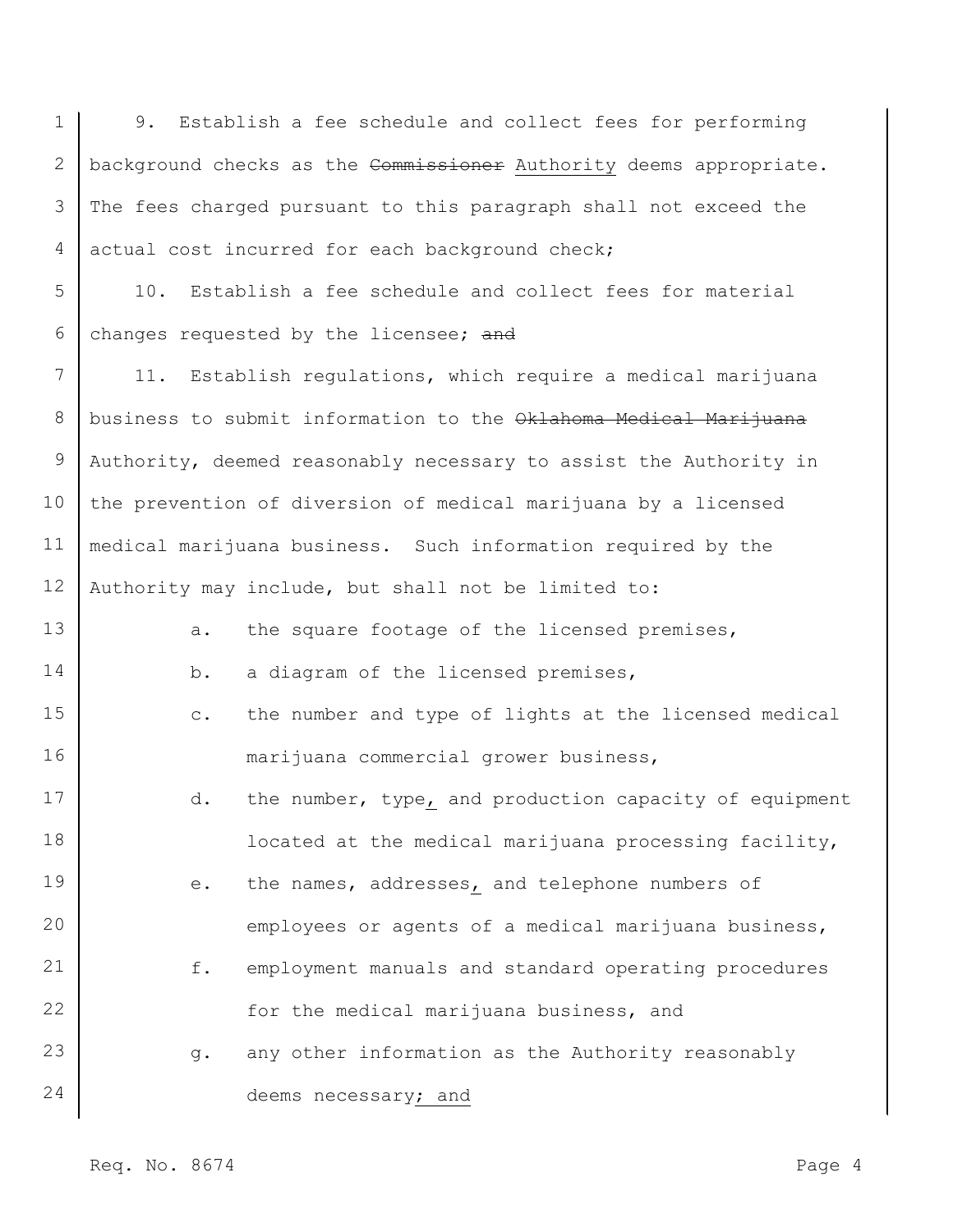9. Establish a fee schedule and collect fees for performing background checks as the ~~Commissioner~~ Authority deems appropriate. The fees charged pursuant to this paragraph shall not exceed the actual cost incurred for each background check;

10. Establish a fee schedule and collect fees for material changes requested by the licensee; ~~and~~

11. Establish regulations, which require a medical marijuana business to submit information to the ~~Oklahoma Medical Marijuana~~ Authority, deemed reasonably necessary to assist the Authority in the prevention of diversion of medical marijuana by a licensed medical marijuana business. Such information required by the Authority may include, but shall not be limited to:

a. the square footage of the licensed premises,

b. a diagram of the licensed premises,

c. the number and type of lights at the licensed medical marijuana commercial grower business,

d. the number, type, and production capacity of equipment located at the medical marijuana processing facility,

e. the names, addresses, and telephone numbers of employees or agents of a medical marijuana business,

f. employment manuals and standard operating procedures for the medical marijuana business, and

g. any other information as the Authority reasonably deems necessary; and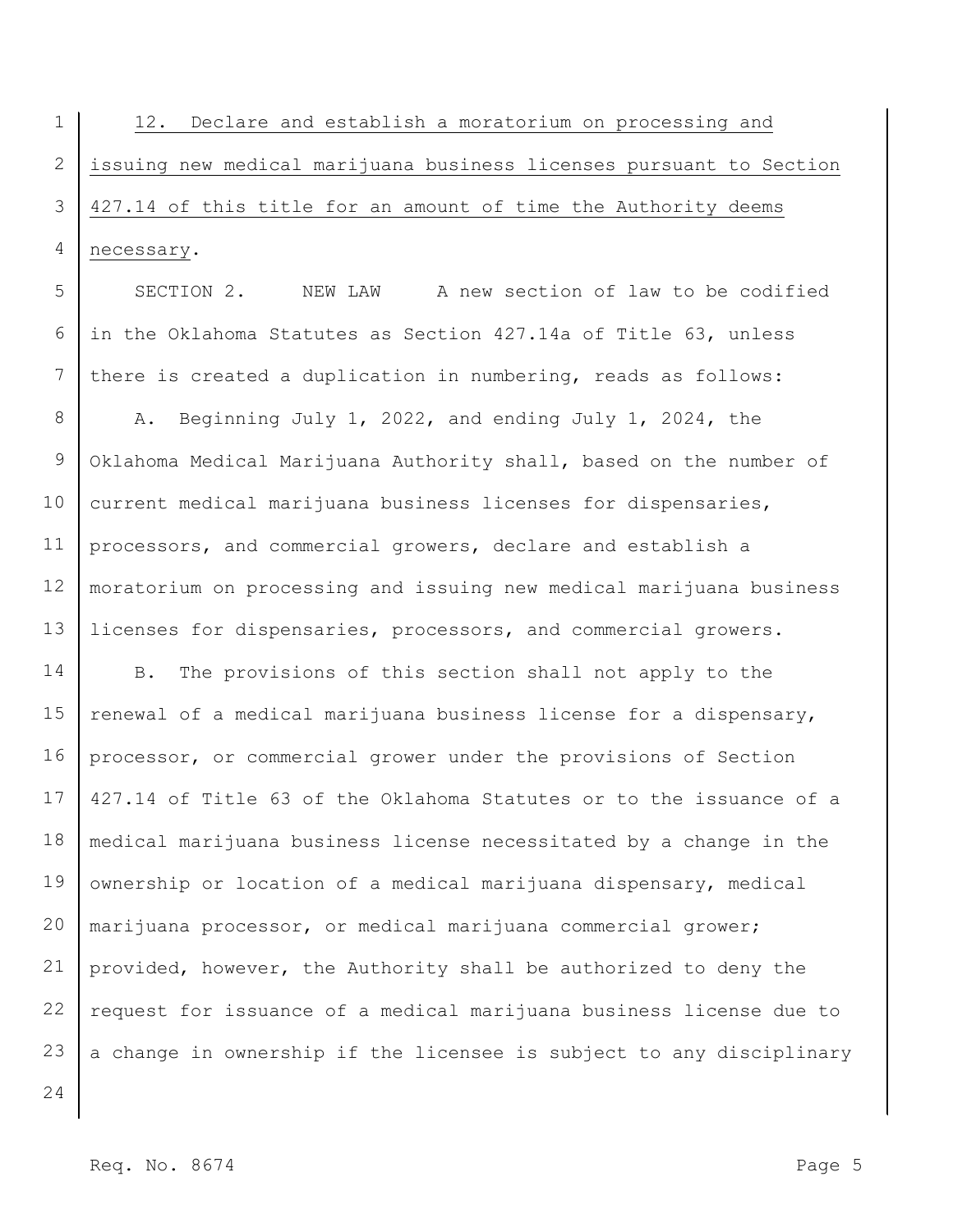12. Declare and establish a moratorium on processing and issuing new medical marijuana business licenses pursuant to Section 427.14 of this title for an amount of time the Authority deems necessary.

SECTION 2. NEW LAW A new section of law to be codified in the Oklahoma Statutes as Section 427.14a of Title 63, unless there is created a duplication in numbering, reads as follows:

A. Beginning July 1, 2022, and ending July 1, 2024, the Oklahoma Medical Marijuana Authority shall, based on the number of current medical marijuana business licenses for dispensaries, processors, and commercial growers, declare and establish a moratorium on processing and issuing new medical marijuana business licenses for dispensaries, processors, and commercial growers.

B. The provisions of this section shall not apply to the renewal of a medical marijuana business license for a dispensary, processor, or commercial grower under the provisions of Section 427.14 of Title 63 of the Oklahoma Statutes or to the issuance of a medical marijuana business license necessitated by a change in the ownership or location of a medical marijuana dispensary, medical marijuana processor, or medical marijuana commercial grower; provided, however, the Authority shall be authorized to deny the request for issuance of a medical marijuana business license due to a change in ownership if the licensee is subject to any disciplinary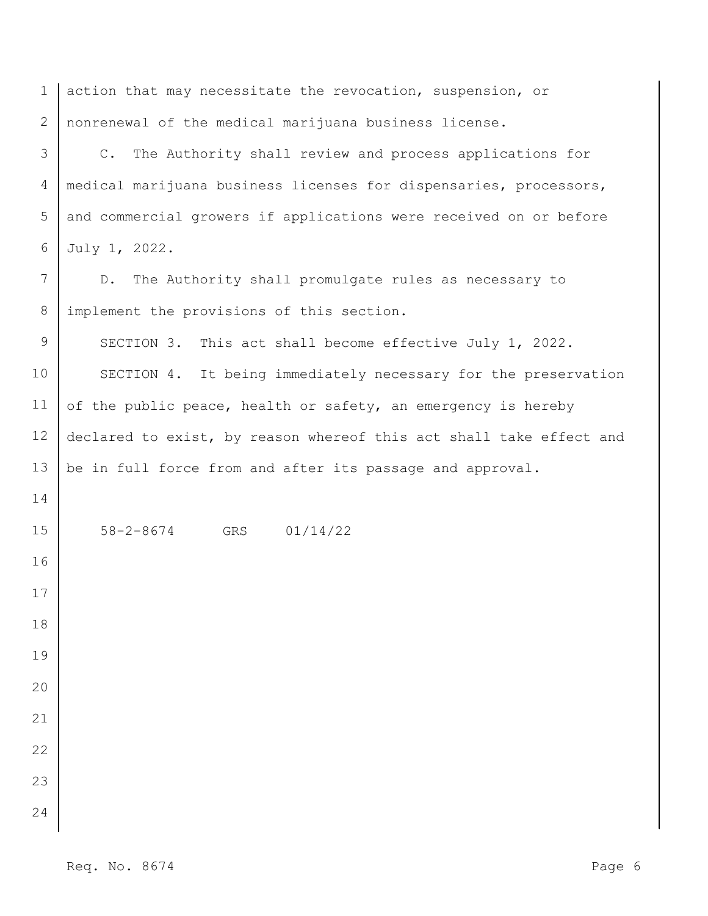action that may necessitate the revocation, suspension, or nonrenewal of the medical marijuana business license.

C. The Authority shall review and process applications for medical marijuana business licenses for dispensaries, processors, and commercial growers if applications were received on or before July 1, 2022.

D. The Authority shall promulgate rules as necessary to implement the provisions of this section.

SECTION 3. This act shall become effective July 1, 2022.

SECTION 4. It being immediately necessary for the preservation of the public peace, health or safety, an emergency is hereby declared to exist, by reason whereof this act shall take effect and be in full force from and after its passage and approval.

58-2-8674 GRS 01/14/22